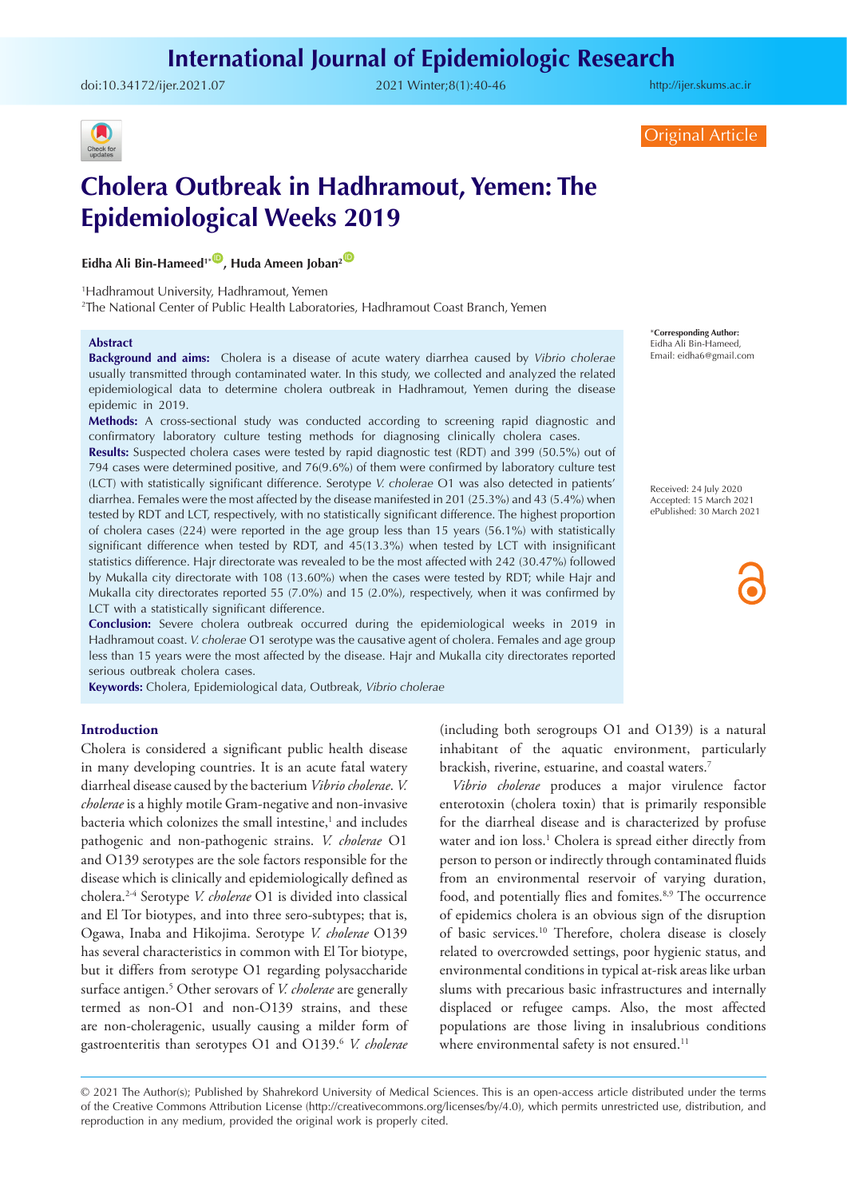Original Article

# Cholera Outbreak in Hadhramout, Yemen: The Epidemiological Weeks 2019

**Eidha Ali Bin-Hameed[1*], Huda Ameen Joban[2]**

[1]Hadhramout University, Hadhramout, Yemen
[2]The National Center of Public Health Laboratories, Hadhramout Coast Branch, Yemen

*Corresponding Author: Eidha Ali Bin-Hameed, Email: eidha6@gmail.com

Received: 24 July 2020
Accepted: 15 March 2021
ePublished: 30 March 2021

## Abstract

**Background and aims:** Cholera is a disease of acute watery diarrhea caused by *Vibrio cholerae* usually transmitted through contaminated water. In this study, we collected and analyzed the related epidemiological data to determine cholera outbreak in Hadhramout, Yemen during the disease epidemic in 2019.

**Methods:** A cross-sectional study was conducted according to screening rapid diagnostic and confirmatory laboratory culture testing methods for diagnosing clinically cholera cases.

**Results:** Suspected cholera cases were tested by rapid diagnostic test (RDT) and 399 (50.5%) out of 794 cases were determined positive, and 76(9.6%) of them were confirmed by laboratory culture test (LCT) with statistically significant difference. Serotype *V. cholerae* O1 was also detected in patients' diarrhea. Females were the most affected by the disease manifested in 201 (25.3%) and 43 (5.4%) when tested by RDT and LCT, respectively, with no statistically significant difference. The highest proportion of cholera cases (224) were reported in the age group less than 15 years (56.1%) with statistically significant difference when tested by RDT, and 45(13.3%) when tested by LCT with insignificant statistics difference. Hajr directorate was revealed to be the most affected with 242 (30.47%) followed by Mukalla city directorate with 108 (13.60%) when the cases were tested by RDT; while Hajr and Mukalla city directorates reported 55 (7.0%) and 15 (2.0%), respectively, when it was confirmed by LCT with a statistically significant difference.

**Conclusion:** Severe cholera outbreak occurred during the epidemiological weeks in 2019 in Hadhramout coast. *V. cholerae* O1 serotype was the causative agent of cholera. Females and age group less than 15 years were the most affected by the disease. Hajr and Mukalla city directorates reported serious outbreak cholera cases.

**Keywords:** Cholera, Epidemiological data, Outbreak, *Vibrio cholerae*

## Introduction

Cholera is considered a significant public health disease in many developing countries. It is an acute fatal watery diarrheal disease caused by the bacterium *Vibrio cholerae*. *V. cholerae* is a highly motile Gram-negative and non-invasive bacteria which colonizes the small intestine,[1] and includes pathogenic and non-pathogenic strains. *V. cholerae* O1 and O139 serotypes are the sole factors responsible for the disease which is clinically and epidemiologically defined as cholera.[2-4] Serotype *V. cholerae* O1 is divided into classical and El Tor biotypes, and into three sero-subtypes; that is, Ogawa, Inaba and Hikojima. Serotype *V. cholerae* O139 has several characteristics in common with El Tor biotype, but it differs from serotype O1 regarding polysaccharide surface antigen.[5] Other serovars of *V. cholerae* are generally termed as non-O1 and non-O139 strains, and these are non-choleragenic, usually causing a milder form of gastroenteritis than serotypes O1 and O139.[6] *V. cholerae* (including both serogroups O1 and O139) is a natural inhabitant of the aquatic environment, particularly brackish, riverine, estuarine, and coastal waters.[7]

*Vibrio cholerae* produces a major virulence factor enterotoxin (cholera toxin) that is primarily responsible for the diarrheal disease and is characterized by profuse water and ion loss.[1] Cholera is spread either directly from person to person or indirectly through contaminated fluids from an environmental reservoir of varying duration, food, and potentially flies and fomites.[8,9] The occurrence of epidemics cholera is an obvious sign of the disruption of basic services.[10] Therefore, cholera disease is closely related to overcrowded settings, poor hygienic status, and environmental conditions in typical at-risk areas like urban slums with precarious basic infrastructures and internally displaced or refugee camps. Also, the most affected populations are those living in insalubrious conditions where environmental safety is not ensured.[11]

© 2021 The Author(s); Published by Shahrekord University of Medical Sciences. This is an open-access article distributed under the terms of the Creative Commons Attribution License (http://creativecommons.org/licenses/by/4.0), which permits unrestricted use, distribution, and reproduction in any medium, provided the original work is properly cited.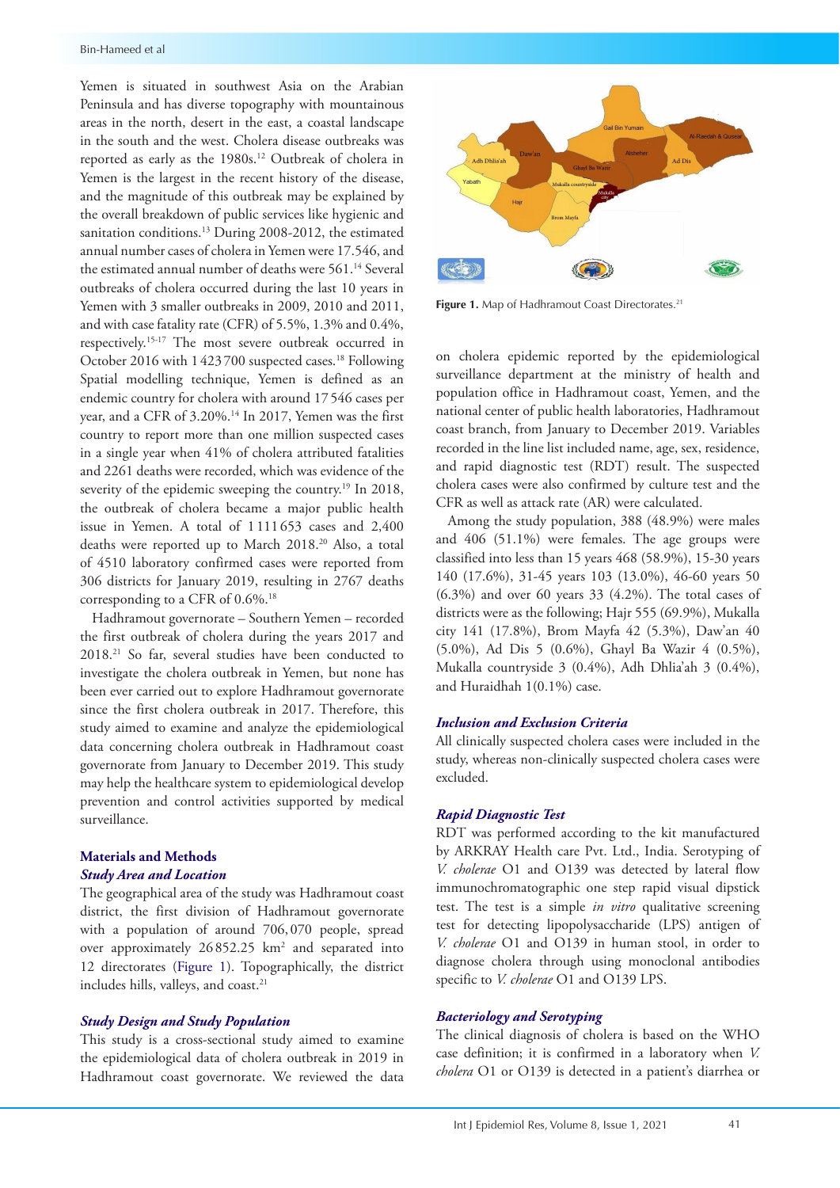Yemen is situated in southwest Asia on the Arabian Peninsula and has diverse topography with mountainous areas in the north, desert in the east, a coastal landscape in the south and the west. Cholera disease outbreaks was reported as early as the 1980s.[12] Outbreak of cholera in Yemen is the largest in the recent history of the disease, and the magnitude of this outbreak may be explained by the overall breakdown of public services like hygienic and sanitation conditions.[13] During 2008-2012, the estimated annual number cases of cholera in Yemen were 17.546, and the estimated annual number of deaths were 561.[14] Several outbreaks of cholera occurred during the last 10 years in Yemen with 3 smaller outbreaks in 2009, 2010 and 2011, and with case fatality rate (CFR) of 5.5%, 1.3% and 0.4%, respectively.[15-17] The most severe outbreak occurred in October 2016 with 1 423 700 suspected cases.[18] Following Spatial modelling technique, Yemen is defined as an endemic country for cholera with around 17 546 cases per year, and a CFR of 3.20%.[14] In 2017, Yemen was the first country to report more than one million suspected cases in a single year when 41% of cholera attributed fatalities and 2261 deaths were recorded, which was evidence of the severity of the epidemic sweeping the country.[19] In 2018, the outbreak of cholera became a major public health issue in Yemen. A total of 1 111 653 cases and 2,400 deaths were reported up to March 2018.[20] Also, a total of 4510 laboratory confirmed cases were reported from 306 districts for January 2019, resulting in 2767 deaths corresponding to a CFR of 0.6%.[18]

Hadhramout governorate – Southern Yemen – recorded the first outbreak of cholera during the years 2017 and 2018.[21] So far, several studies have been conducted to investigate the cholera outbreak in Yemen, but none has been ever carried out to explore Hadhramout governorate since the first cholera outbreak in 2017. Therefore, this study aimed to examine and analyze the epidemiological data concerning cholera outbreak in Hadhramout coast governorate from January to December 2019. This study may help the healthcare system to epidemiological develop prevention and control activities supported by medical surveillance.

## Materials and Methods

### *Study Area and Location*

The geographical area of the study was Hadhramout coast district, the first division of Hadhramout governorate with a population of around 706,070 people, spread over approximately 26852.25 km² and separated into 12 directorates (Figure 1). Topographically, the district includes hills, valleys, and coast.[21]

**Figure 1.** Map of Hadhramout Coast Directorates.[21]

### *Study Design and Study Population*

This study is a cross-sectional study aimed to examine the epidemiological data of cholera outbreak in 2019 in Hadhramout coast governorate. We reviewed the data on cholera epidemic reported by the epidemiological surveillance department at the ministry of health and population office in Hadhramout coast, Yemen, and the national center of public health laboratories, Hadhramout coast branch, from January to December 2019. Variables recorded in the line list included name, age, sex, residence, and rapid diagnostic test (RDT) result. The suspected cholera cases were also confirmed by culture test and the CFR as well as attack rate (AR) were calculated.

Among the study population, 388 (48.9%) were males and 406 (51.1%) were females. The age groups were classified into less than 15 years 468 (58.9%), 15-30 years 140 (17.6%), 31-45 years 103 (13.0%), 46-60 years 50 (6.3%) and over 60 years 33 (4.2%). The total cases of districts were as the following; Hajr 555 (69.9%), Mukalla city 141 (17.8%), Brom Mayfa 42 (5.3%), Daw'an 40 (5.0%), Ad Dis 5 (0.6%), Ghayl Ba Wazir 4 (0.5%), Mukalla countryside 3 (0.4%), Adh Dhlia'ah 3 (0.4%), and Huraidhah 1(0.1%) case.

### *Inclusion and Exclusion Criteria*

All clinically suspected cholera cases were included in the study, whereas non-clinically suspected cholera cases were excluded.

### *Rapid Diagnostic Test*

RDT was performed according to the kit manufactured by ARKRAY Health care Pvt. Ltd., India. Serotyping of *V. cholerae* O1 and O139 was detected by lateral flow immunochromatographic one step rapid visual dipstick test. The test is a simple *in vitro* qualitative screening test for detecting lipopolysaccharide (LPS) antigen of *V. cholerae* O1 and O139 in human stool, in order to diagnose cholera through using monoclonal antibodies specific to *V. cholerae* O1 and O139 LPS.

### *Bacteriology and Serotyping*

The clinical diagnosis of cholera is based on the WHO case definition; it is confirmed in a laboratory when *V. cholera* O1 or O139 is detected in a patient's diarrhea or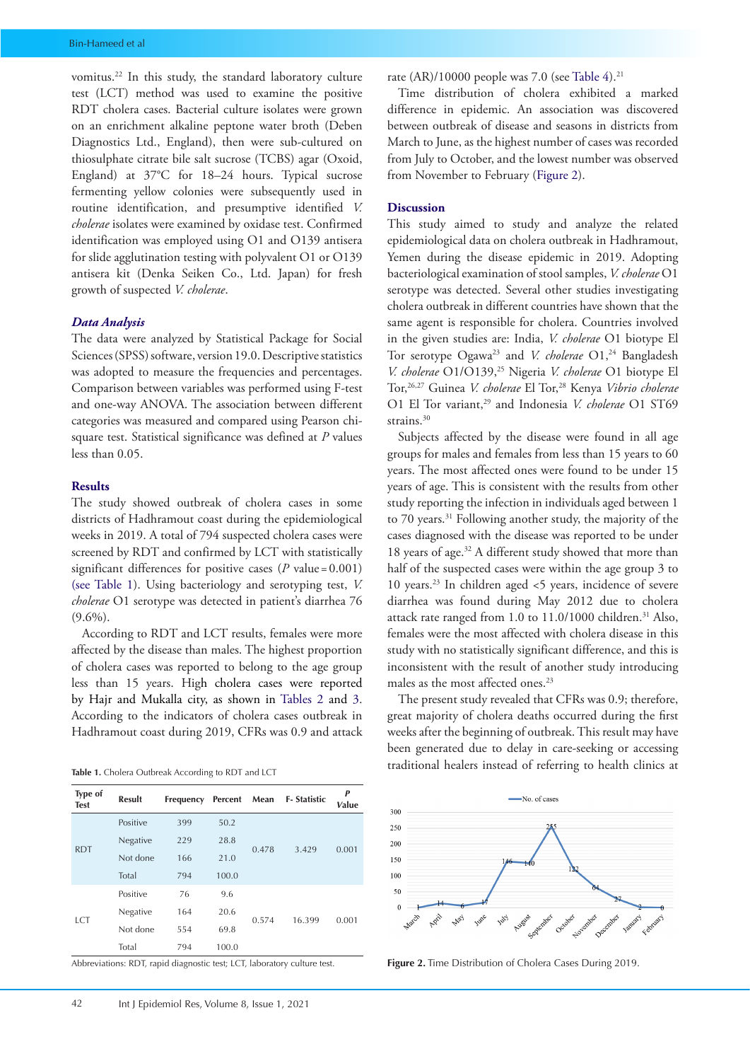vomitus.[22] In this study, the standard laboratory culture test (LCT) method was used to examine the positive RDT cholera cases. Bacterial culture isolates were grown on an enrichment alkaline peptone water broth (Deben Diagnostics Ltd., England), then were sub-cultured on thiosulphate citrate bile salt sucrose (TCBS) agar (Oxoid, England) at 37°C for 18–24 hours. Typical sucrose fermenting yellow colonies were subsequently used in routine identification, and presumptive identified *V. cholerae* isolates were examined by oxidase test. Confirmed identification was employed using O1 and O139 antisera for slide agglutination testing with polyvalent O1 or O139 antisera kit (Denka Seiken Co., Ltd. Japan) for fresh growth of suspected *V. cholerae*.

### *Data Analysis*

The data were analyzed by Statistical Package for Social Sciences (SPSS) software, version 19.0. Descriptive statistics was adopted to measure the frequencies and percentages. Comparison between variables was performed using F-test and one-way ANOVA. The association between different categories was measured and compared using Pearson chi-square test. Statistical significance was defined at $P$ values less than 0.05.

## Results

The study showed outbreak of cholera cases in some districts of Hadhramout coast during the epidemiological weeks in 2019. A total of 794 suspected cholera cases were screened by RDT and confirmed by LCT with statistically significant differences for positive cases ($P$ value = 0.001) (see Table 1). Using bacteriology and serotyping test, *V. cholerae* O1 serotype was detected in patient's diarrhea 76 (9.6%).

According to RDT and LCT results, females were more affected by the disease than males. The highest proportion of cholera cases was reported to belong to the age group less than 15 years. High cholera cases were reported by Hajr and Mukalla city, as shown in Tables 2 and 3. According to the indicators of cholera cases outbreak in Hadhramout coast during 2019, CFRs was 0.9 and attack rate (AR)/10000 people was 7.0 (see Table 4).[21]

Time distribution of cholera exhibited a marked difference in epidemic. An association was discovered between outbreak of disease and seasons in districts from March to June, as the highest number of cases was recorded from July to October, and the lowest number was observed from November to February (Figure 2).

**Table 1.** Cholera Outbreak According to RDT and LCT

| Type of Test | Result | Frequency | Percent | Mean | F- Statistic | *P* Value |
|---|---|---|---|---|---|---|
| RDT | Positive | 399 | 50.2 | 0.478 | 3.429 | 0.001 |
| | Negative | 229 | 28.8 | | | |
| | Not done | 166 | 21.0 | | | |
| | Total | 794 | 100.0 | | | |
| LCT | Positive | 76 | 9.6 | 0.574 | 16.399 | 0.001 |
| | Negative | 164 | 20.6 | | | |
| | Not done | 554 | 69.8 | | | |
| | Total | 794 | 100.0 | | | |

Abbreviations: RDT, rapid diagnostic test; LCT, laboratory culture test.

## Discussion

This study aimed to study and analyze the related epidemiological data on cholera outbreak in Hadhramout, Yemen during the disease epidemic in 2019. Adopting bacteriological examination of stool samples, *V. cholerae* O1 serotype was detected. Several other studies investigating cholera outbreak in different countries have shown that the same agent is responsible for cholera. Countries involved in the given studies are: India, *V. cholerae* O1 biotype El Tor serotype Ogawa[23] and *V. cholerae* O1,[24] Bangladesh *V. cholerae* O1/O139,[25] Nigeria *V. cholerae* O1 biotype El Tor,[26,27] Guinea *V. cholerae* El Tor,[28] Kenya *Vibrio cholerae* O1 El Tor variant,[29] and Indonesia *V. cholerae* O1 ST69 strains.[30]

Subjects affected by the disease were found in all age groups for males and females from less than 15 years to 60 years. The most affected ones were found to be under 15 years of age. This is consistent with the results from other study reporting the infection in individuals aged between 1 to 70 years.[31] Following another study, the majority of the cases diagnosed with the disease was reported to be under 18 years of age.[32] A different study showed that more than half of the suspected cases were within the age group 3 to 10 years.[23] In children aged <5 years, incidence of severe diarrhea was found during May 2012 due to cholera attack rate ranged from 1.0 to 11.0/1000 children.[31] Also, females were the most affected with cholera disease in this study with no statistically significant difference, and this is inconsistent with the result of another study introducing males as the most affected ones.[23]

The present study revealed that CFRs was 0.9; therefore, great majority of cholera deaths occurred during the first weeks after the beginning of outbreak. This result may have been generated due to delay in care-seeking or accessing traditional healers instead of referring to health clinics at

**Figure 2.** Time Distribution of Cholera Cases During 2019.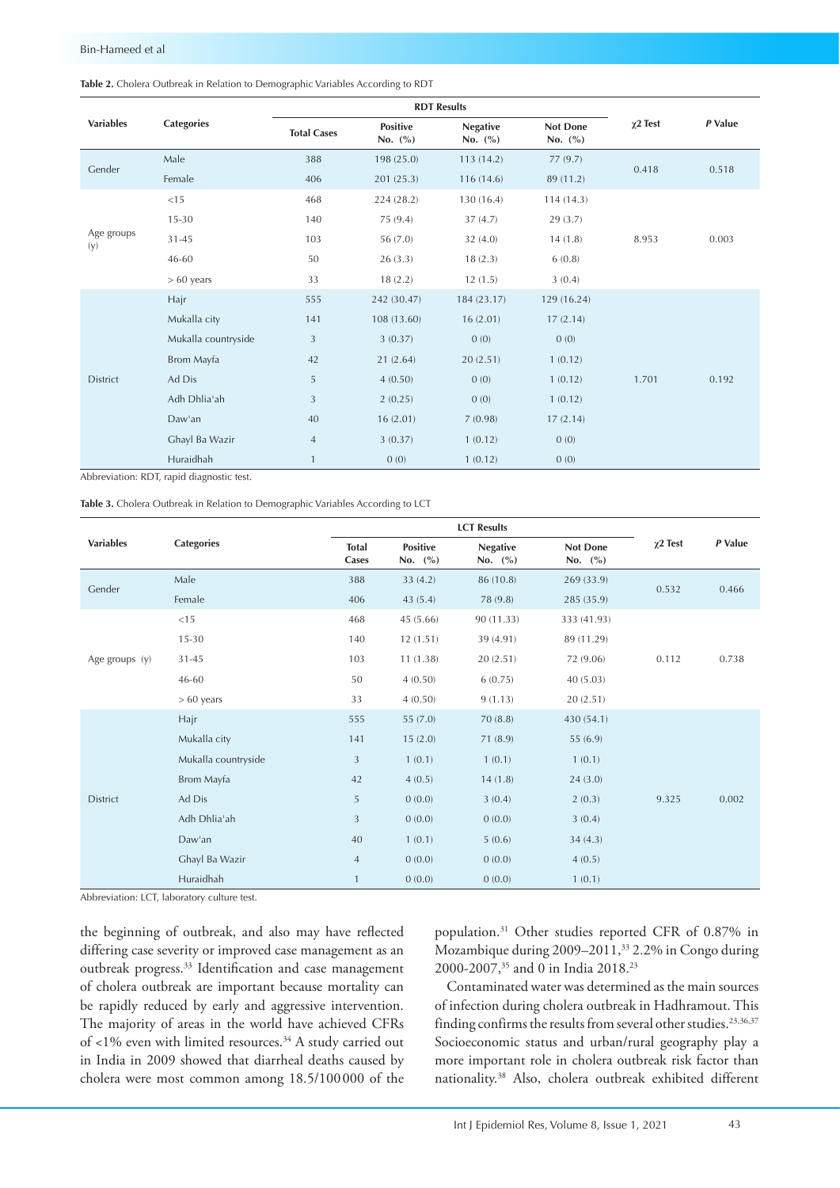**Table 2.** Cholera Outbreak in Relation to Demographic Variables According to RDT

| Variables | Categories | RDT Results | | | | χ2 Test | *P* Value |
|---|---|---|---|---|---|---|---|
| | | Total Cases | Positive No. (%) | Negative No. (%) | Not Done No. (%) | | |
| Gender | Male | 388 | 198 (25.0) | 113 (14.2) | 77 (9.7) | 0.418 | 0.518 |
| | Female | 406 | 201 (25.3) | 116 (14.6) | 89 (11.2) | | |
| Age groups (y) | <15 | 468 | 224 (28.2) | 130 (16.4) | 114 (14.3) | 8.953 | 0.003 |
| | 15-30 | 140 | 75 (9.4) | 37 (4.7) | 29 (3.7) | | |
| | 31-45 | 103 | 56 (7.0) | 32 (4.0) | 14 (1.8) | | |
| | 46-60 | 50 | 26 (3.3) | 18 (2.3) | 6 (0.8) | | |
| | > 60 years | 33 | 18 (2.2) | 12 (1.5) | 3 (0.4) | | |
| District | Hajr | 555 | 242 (30.47) | 184 (23.17) | 129 (16.24) | 1.701 | 0.192 |
| | Mukalla city | 141 | 108 (13.60) | 16 (2.01) | 17 (2.14) | | |
| | Mukalla countryside | 3 | 3 (0.37) | 0 (0) | 0 (0) | | |
| | Brom Mayfa | 42 | 21 (2.64) | 20 (2.51) | 1 (0.12) | | |
| | Ad Dis | 5 | 4 (0.50) | 0 (0) | 1 (0.12) | | |
| | Adh Dhliaʽah | 3 | 2 (0.25) | 0 (0) | 1 (0.12) | | |
| | Dawʽan | 40 | 16 (2.01) | 7 (0.98) | 17 (2.14) | | |
| | Ghayl Ba Wazir | 4 | 3 (0.37) | 1 (0.12) | 0 (0) | | |
| | Huraidhah | 1 | 0 (0) | 1 (0.12) | 0 (0) | | |

Abbreviation: RDT, rapid diagnostic test.

**Table 3.** Cholera Outbreak in Relation to Demographic Variables According to LCT

| Variables | Categories | LCT Results | | | | χ2 Test | *P* Value |
|---|---|---|---|---|---|---|---|
| | | Total Cases | Positive No. (%) | Negative No. (%) | Not Done No. (%) | | |
| Gender | Male | 388 | 33 (4.2) | 86 (10.8) | 269 (33.9) | 0.532 | 0.466 |
| | Female | 406 | 43 (5.4) | 78 (9.8) | 285 (35.9) | | |
| Age groups (y) | <15 | 468 | 45 (5.66) | 90 (11.33) | 333 (41.93) | 0.112 | 0.738 |
| | 15-30 | 140 | 12 (1.51) | 39 (4.91) | 89 (11.29) | | |
| | 31-45 | 103 | 11 (1.38) | 20 (2.51) | 72 (9.06) | | |
| | 46-60 | 50 | 4 (0.50) | 6 (0.75) | 40 (5.03) | | |
| | > 60 years | 33 | 4 (0.50) | 9 (1.13) | 20 (2.51) | | |
| District | Hajr | 555 | 55 (7.0) | 70 (8.8) | 430 (54.1) | 9.325 | 0.002 |
| | Mukalla city | 141 | 15 (2.0) | 71 (8.9) | 55 (6.9) | | |
| | Mukalla countryside | 3 | 1 (0.1) | 1 (0.1) | 1 (0.1) | | |
| | Brom Mayfa | 42 | 4 (0.5) | 14 (1.8) | 24 (3.0) | | |
| | Ad Dis | 5 | 0 (0.0) | 3 (0.4) | 2 (0.3) | | |
| | Adh Dhliaʽah | 3 | 0 (0.0) | 0 (0.0) | 3 (0.4) | | |
| | Dawʽan | 40 | 1 (0.1) | 5 (0.6) | 34 (4.3) | | |
| | Ghayl Ba Wazir | 4 | 0 (0.0) | 0 (0.0) | 4 (0.5) | | |
| | Huraidhah | 1 | 0 (0.0) | 0 (0.0) | 1 (0.1) | | |

Abbreviation: LCT, laboratory culture test.

the beginning of outbreak, and also may have reflected differing case severity or improved case management as an outbreak progress.[33] Identification and case management of cholera outbreak are important because mortality can be rapidly reduced by early and aggressive intervention. The majority of areas in the world have achieved CFRs of <1% even with limited resources.[34] A study carried out in India in 2009 showed that diarrheal deaths caused by cholera were most common among 18.5/100 000 of the population.[31] Other studies reported CFR of 0.87% in Mozambique during 2009–2011,[33] 2.2% in Congo during 2000-2007,[35] and 0 in India 2018.[23]

Contaminated water was determined as the main sources of infection during cholera outbreak in Hadhramout. This finding confirms the results from several other studies.[23,36,37] Socioeconomic status and urban/rural geography play a more important role in cholera outbreak risk factor than nationality.[38] Also, cholera outbreak exhibited different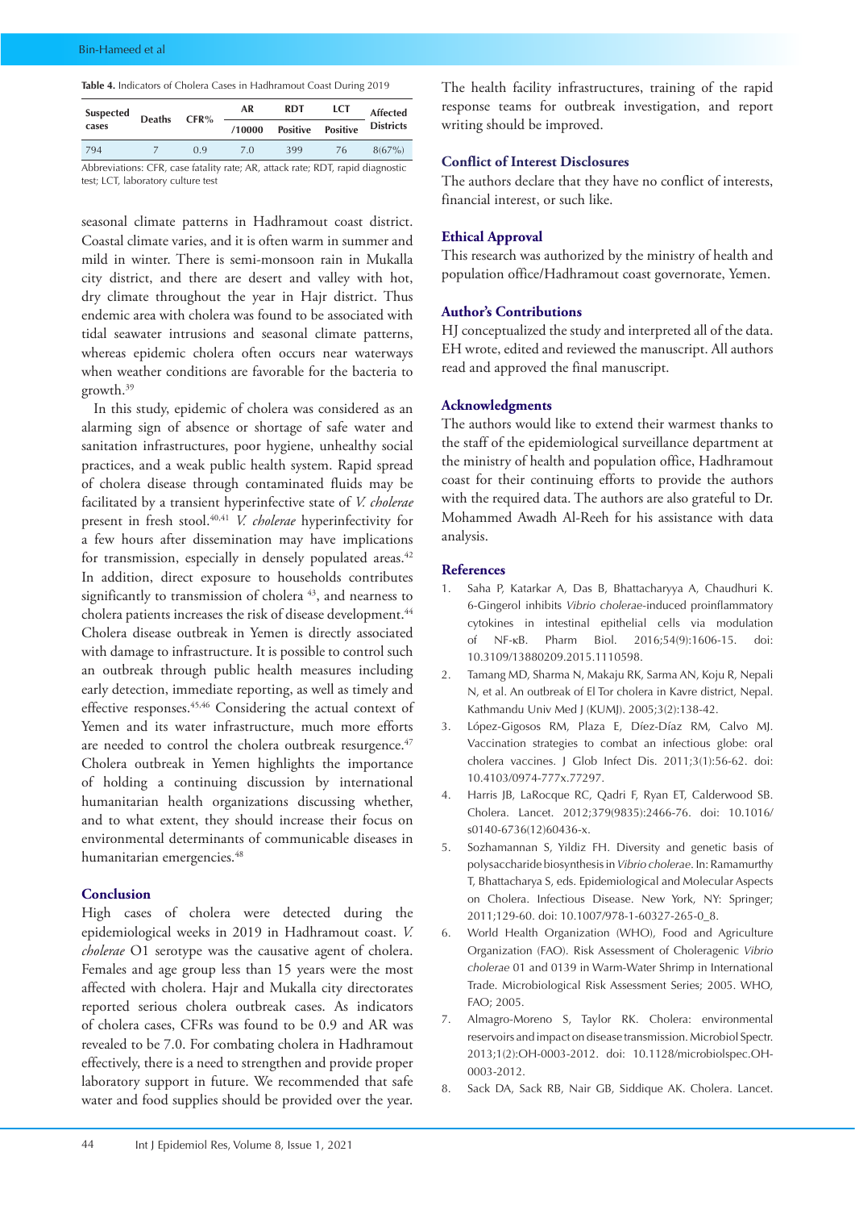**Table 4.** Indicators of Cholera Cases in Hadhramout Coast During 2019

| Suspected cases | Deaths | CFR% | AR /10000 | RDT Positive | LCT Positive | Affected Districts |
|---|---|---|---|---|---|---|
| 794 | 7 | 0.9 | 7.0 | 399 | 76 | 8(67%) |

Abbreviations: CFR, case fatality rate; AR, attack rate; RDT, rapid diagnostic test; LCT, laboratory culture test

seasonal climate patterns in Hadhramout coast district. Coastal climate varies, and it is often warm in summer and mild in winter. There is semi-monsoon rain in Mukalla city district, and there are desert and valley with hot, dry climate throughout the year in Hajr district. Thus endemic area with cholera was found to be associated with tidal seawater intrusions and seasonal climate patterns, whereas epidemic cholera often occurs near waterways when weather conditions are favorable for the bacteria to growth.[39]

In this study, epidemic of cholera was considered as an alarming sign of absence or shortage of safe water and sanitation infrastructures, poor hygiene, unhealthy social practices, and a weak public health system. Rapid spread of cholera disease through contaminated fluids may be facilitated by a transient hyperinfective state of *V. cholerae* present in fresh stool.[40,41] *V. cholerae* hyperinfectivity for a few hours after dissemination may have implications for transmission, especially in densely populated areas.[42] In addition, direct exposure to households contributes significantly to transmission of cholera [43], and nearness to cholera patients increases the risk of disease development.[44] Cholera disease outbreak in Yemen is directly associated with damage to infrastructure. It is possible to control such an outbreak through public health measures including early detection, immediate reporting, as well as timely and effective responses.[45,46] Considering the actual context of Yemen and its water infrastructure, much more efforts are needed to control the cholera outbreak resurgence.[47] Cholera outbreak in Yemen highlights the importance of holding a continuing discussion by international humanitarian health organizations discussing whether, and to what extent, they should increase their focus on environmental determinants of communicable diseases in humanitarian emergencies.[48]

## Conclusion

High cases of cholera were detected during the epidemiological weeks in 2019 in Hadhramout coast. *V. cholerae* O1 serotype was the causative agent of cholera. Females and age group less than 15 years were the most affected with cholera. Hajr and Mukalla city directorates reported serious cholera outbreak cases. As indicators of cholera cases, CFRs was found to be 0.9 and AR was revealed to be 7.0. For combating cholera in Hadhramout effectively, there is a need to strengthen and provide proper laboratory support in future. We recommended that safe water and food supplies should be provided over the year. The health facility infrastructures, training of the rapid response teams for outbreak investigation, and report writing should be improved.

## Conflict of Interest Disclosures

The authors declare that they have no conflict of interests, financial interest, or such like.

## Ethical Approval

This research was authorized by the ministry of health and population office/Hadhramout coast governorate, Yemen.

## Author's Contributions

HJ conceptualized the study and interpreted all of the data. EH wrote, edited and reviewed the manuscript. All authors read and approved the final manuscript.

## Acknowledgments

The authors would like to extend their warmest thanks to the staff of the epidemiological surveillance department at the ministry of health and population office, Hadhramout coast for their continuing efforts to provide the authors with the required data. The authors are also grateful to Dr. Mohammed Awadh Al-Reeh for his assistance with data analysis.

## References

1. Saha P, Katarkar A, Das B, Bhattacharyya A, Chaudhuri K. 6-Gingerol inhibits *Vibrio cholerae*-induced proinflammatory cytokines in intestinal epithelial cells via modulation of NF-κB. Pharm Biol. 2016;54(9):1606-15. doi: 10.3109/13880209.2015.1110598.
2. Tamang MD, Sharma N, Makaju RK, Sarma AN, Koju R, Nepali N, et al. An outbreak of El Tor cholera in Kavre district, Nepal. Kathmandu Univ Med J (KUMJ). 2005;3(2):138-42.
3. López-Gigosos RM, Plaza E, Díez-Díaz RM, Calvo MJ. Vaccination strategies to combat an infectious globe: oral cholera vaccines. J Glob Infect Dis. 2011;3(1):56-62. doi: 10.4103/0974-777x.77297.
4. Harris JB, LaRocque RC, Qadri F, Ryan ET, Calderwood SB. Cholera. Lancet. 2012;379(9835):2466-76. doi: 10.1016/s0140-6736(12)60436-x.
5. Sozhamannan S, Yildiz FH. Diversity and genetic basis of polysaccharide biosynthesis in *Vibrio cholerae*. In: Ramamurthy T, Bhattacharya S, eds. Epidemiological and Molecular Aspects on Cholera. Infectious Disease. New York, NY: Springer; 2011;129-60. doi: 10.1007/978-1-60327-265-0_8.
6. World Health Organization (WHO), Food and Agriculture Organization (FAO). Risk Assessment of Choleragenic *Vibrio cholerae* 01 and 0139 in Warm-Water Shrimp in International Trade. Microbiological Risk Assessment Series; 2005. WHO, FAO; 2005.
7. Almagro-Moreno S, Taylor RK. Cholera: environmental reservoirs and impact on disease transmission. Microbiol Spectr. 2013;1(2):OH-0003-2012. doi: 10.1128/microbiolspec.OH-0003-2012.
8. Sack DA, Sack RB, Nair GB, Siddique AK. Cholera. Lancet.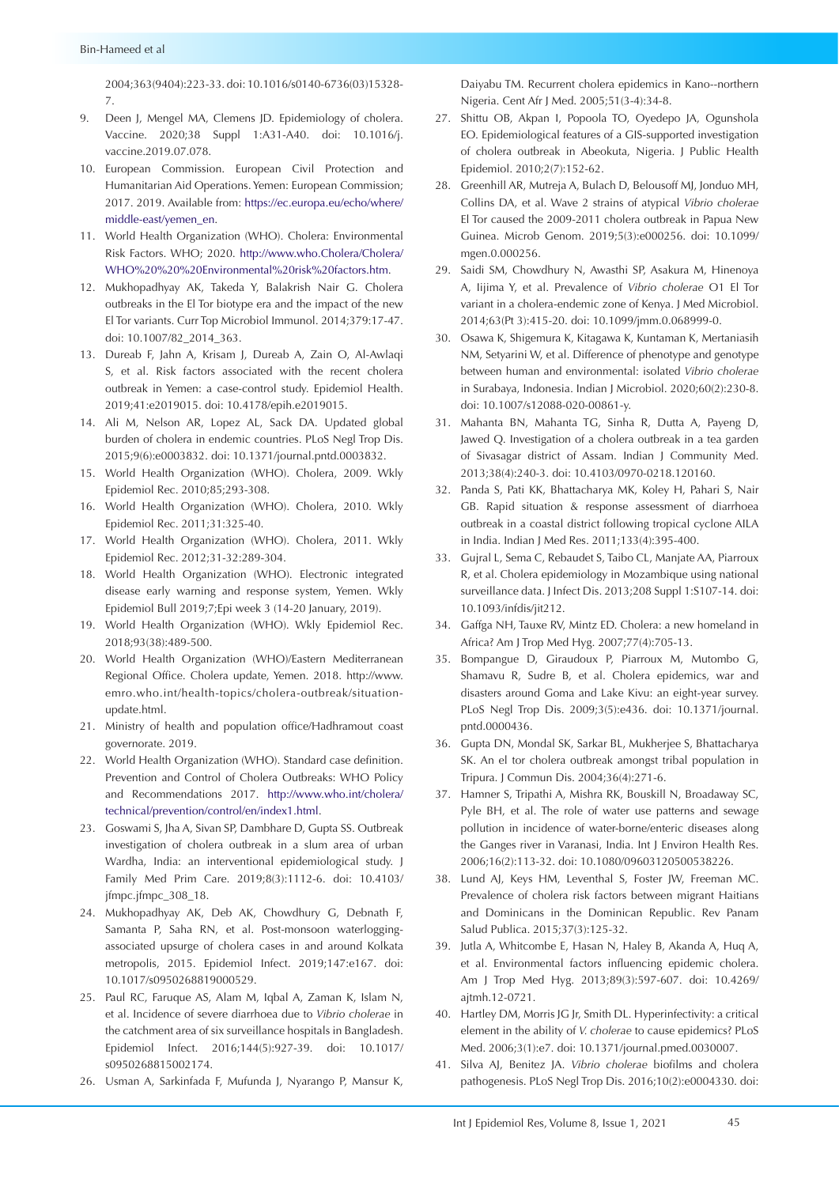2004;363(9404):223-33. doi: 10.1016/s0140-6736(03)15328-7.

9. Deen J, Mengel MA, Clemens JD. Epidemiology of cholera. Vaccine. 2020;38 Suppl 1:A31-A40. doi: 10.1016/j.vaccine.2019.07.078.
10. European Commission. European Civil Protection and Humanitarian Aid Operations. Yemen: European Commission; 2017. 2019. Available from: https://ec.europa.eu/echo/where/middle-east/yemen_en.
11. World Health Organization (WHO). Cholera: Environmental Risk Factors. WHO; 2020. http://www.who.Cholera/Cholera/WHO%20%20%20Environmental%20risk%20factors.htm.
12. Mukhopadhyay AK, Takeda Y, Balakrish Nair G. Cholera outbreaks in the El Tor biotype era and the impact of the new El Tor variants. Curr Top Microbiol Immunol. 2014;379:17-47. doi: 10.1007/82_2014_363.
13. Dureab F, Jahn A, Krisam J, Dureab A, Zain O, Al-Awlaqi S, et al. Risk factors associated with the recent cholera outbreak in Yemen: a case-control study. Epidemiol Health. 2019;41:e2019015. doi: 10.4178/epih.e2019015.
14. Ali M, Nelson AR, Lopez AL, Sack DA. Updated global burden of cholera in endemic countries. PLoS Negl Trop Dis. 2015;9(6):e0003832. doi: 10.1371/journal.pntd.0003832.
15. World Health Organization (WHO). Cholera, 2009. Wkly Epidemiol Rec. 2010;85;293-308.
16. World Health Organization (WHO). Cholera, 2010. Wkly Epidemiol Rec. 2011;31:325-40.
17. World Health Organization (WHO). Cholera, 2011. Wkly Epidemiol Rec. 2012;31-32:289-304.
18. World Health Organization (WHO). Electronic integrated disease early warning and response system, Yemen. Wkly Epidemiol Bull 2019;7;Epi week 3 (14-20 January, 2019).
19. World Health Organization (WHO). Wkly Epidemiol Rec. 2018;93(38):489-500.
20. World Health Organization (WHO)/Eastern Mediterranean Regional Office. Cholera update, Yemen. 2018. http://www.emro.who.int/health-topics/cholera-outbreak/situation-update.html.
21. Ministry of health and population office/Hadhramout coast governorate. 2019.
22. World Health Organization (WHO). Standard case definition. Prevention and Control of Cholera Outbreaks: WHO Policy and Recommendations 2017. http://www.who.int/cholera/technical/prevention/control/en/index1.html.
23. Goswami S, Jha A, Sivan SP, Dambhare D, Gupta SS. Outbreak investigation of cholera outbreak in a slum area of urban Wardha, India: an interventional epidemiological study. J Family Med Prim Care. 2019;8(3):1112-6. doi: 10.4103/jfmpc.jfmpc_308_18.
24. Mukhopadhyay AK, Deb AK, Chowdhury G, Debnath F, Samanta P, Saha RN, et al. Post-monsoon waterlogging-associated upsurge of cholera cases in and around Kolkata metropolis, 2015. Epidemiol Infect. 2019;147:e167. doi: 10.1017/s0950268819000529.
25. Paul RC, Faruque AS, Alam M, Iqbal A, Zaman K, Islam N, et al. Incidence of severe diarrhoea due to *Vibrio cholerae* in the catchment area of six surveillance hospitals in Bangladesh. Epidemiol Infect. 2016;144(5):927-39. doi: 10.1017/s0950268815002174.
26. Usman A, Sarkinfada F, Mufunda J, Nyarango P, Mansur K, Daiyabu TM. Recurrent cholera epidemics in Kano--northern Nigeria. Cent Afr J Med. 2005;51(3-4):34-8.
27. Shittu OB, Akpan I, Popoola TO, Oyedepo JA, Ogunshola EO. Epidemiological features of a GIS-supported investigation of cholera outbreak in Abeokuta, Nigeria. J Public Health Epidemiol. 2010;2(7):152-62.
28. Greenhill AR, Mutreja A, Bulach D, Belousoff MJ, Jonduo MH, Collins DA, et al. Wave 2 strains of atypical *Vibrio cholerae* El Tor caused the 2009-2011 cholera outbreak in Papua New Guinea. Microb Genom. 2019;5(3):e000256. doi: 10.1099/mgen.0.000256.
29. Saidi SM, Chowdhury N, Awasthi SP, Asakura M, Hinenoya A, Iijima Y, et al. Prevalence of *Vibrio cholerae* O1 El Tor variant in a cholera-endemic zone of Kenya. J Med Microbiol. 2014;63(Pt 3):415-20. doi: 10.1099/jmm.0.068999-0.
30. Osawa K, Shigemura K, Kitagawa K, Kuntaman K, Mertaniasih NM, Setyarini W, et al. Difference of phenotype and genotype between human and environmental: isolated *Vibrio cholerae* in Surabaya, Indonesia. Indian J Microbiol. 2020;60(2):230-8. doi: 10.1007/s12088-020-00861-y.
31. Mahanta BN, Mahanta TG, Sinha R, Dutta A, Payeng D, Jawed Q. Investigation of a cholera outbreak in a tea garden of Sivasagar district of Assam. Indian J Community Med. 2013;38(4):240-3. doi: 10.4103/0970-0218.120160.
32. Panda S, Pati KK, Bhattacharya MK, Koley H, Pahari S, Nair GB. Rapid situation & response assessment of diarrhoea outbreak in a coastal district following tropical cyclone AILA in India. Indian J Med Res. 2011;133(4):395-400.
33. Gujral L, Sema C, Rebaudet S, Taibo CL, Manjate AA, Piarroux R, et al. Cholera epidemiology in Mozambique using national surveillance data. J Infect Dis. 2013;208 Suppl 1:S107-14. doi: 10.1093/infdis/jit212.
34. Gaffga NH, Tauxe RV, Mintz ED. Cholera: a new homeland in Africa? Am J Trop Med Hyg. 2007;77(4):705-13.
35. Bompangue D, Giraudoux P, Piarroux M, Mutombo G, Shamavu R, Sudre B, et al. Cholera epidemics, war and disasters around Goma and Lake Kivu: an eight-year survey. PLoS Negl Trop Dis. 2009;3(5):e436. doi: 10.1371/journal.pntd.0000436.
36. Gupta DN, Mondal SK, Sarkar BL, Mukherjee S, Bhattacharya SK. An el tor cholera outbreak amongst tribal population in Tripura. J Commun Dis. 2004;36(4):271-6.
37. Hamner S, Tripathi A, Mishra RK, Bouskill N, Broadaway SC, Pyle BH, et al. The role of water use patterns and sewage pollution in incidence of water-borne/enteric diseases along the Ganges river in Varanasi, India. Int J Environ Health Res. 2006;16(2):113-32. doi: 10.1080/09603120500538226.
38. Lund AJ, Keys HM, Leventhal S, Foster JW, Freeman MC. Prevalence of cholera risk factors between migrant Haitians and Dominicans in the Dominican Republic. Rev Panam Salud Publica. 2015;37(3):125-32.
39. Jutla A, Whitcombe E, Hasan N, Haley B, Akanda A, Huq A, et al. Environmental factors influencing epidemic cholera. Am J Trop Med Hyg. 2013;89(3):597-607. doi: 10.4269/ajtmh.12-0721.
40. Hartley DM, Morris JG Jr, Smith DL. Hyperinfectivity: a critical element in the ability of *V. cholerae* to cause epidemics? PLoS Med. 2006;3(1):e7. doi: 10.1371/journal.pmed.0030007.
41. Silva AJ, Benitez JA. *Vibrio cholerae* biofilms and cholera pathogenesis. PLoS Negl Trop Dis. 2016;10(2):e0004330. doi: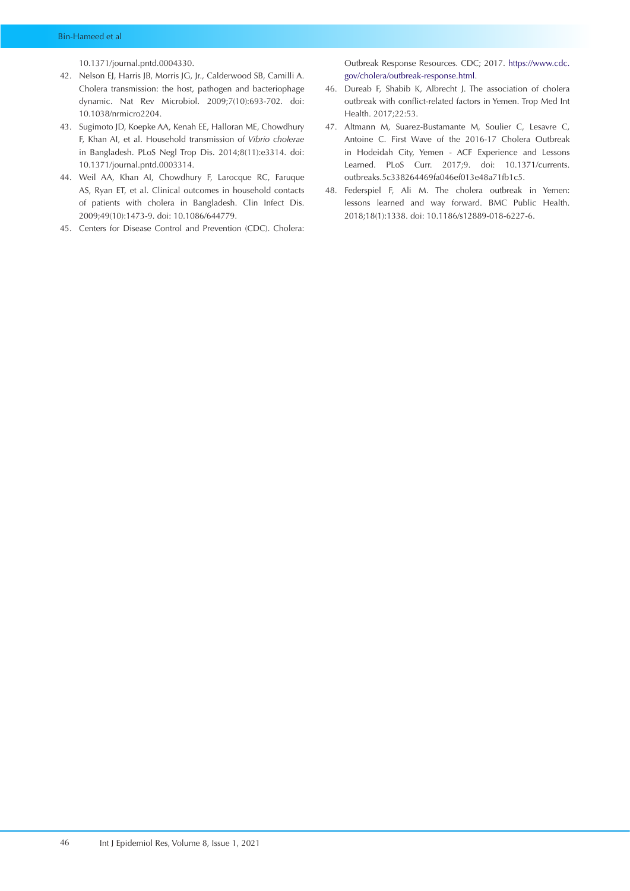10.1371/journal.pntd.0004330.

42. Nelson EJ, Harris JB, Morris JG, Jr., Calderwood SB, Camilli A. Cholera transmission: the host, pathogen and bacteriophage dynamic. Nat Rev Microbiol. 2009;7(10):693-702. doi: 10.1038/nrmicro2204.
43. Sugimoto JD, Koepke AA, Kenah EE, Halloran ME, Chowdhury F, Khan AI, et al. Household transmission of *Vibrio cholerae* in Bangladesh. PLoS Negl Trop Dis. 2014;8(11):e3314. doi: 10.1371/journal.pntd.0003314.
44. Weil AA, Khan AI, Chowdhury F, Larocque RC, Faruque AS, Ryan ET, et al. Clinical outcomes in household contacts of patients with cholera in Bangladesh. Clin Infect Dis. 2009;49(10):1473-9. doi: 10.1086/644779.
45. Centers for Disease Control and Prevention (CDC). Cholera: Outbreak Response Resources. CDC; 2017. https://www.cdc.gov/cholera/outbreak-response.html.
46. Dureab F, Shabib K, Albrecht J. The association of cholera outbreak with conflict-related factors in Yemen. Trop Med Int Health. 2017;22:53.
47. Altmann M, Suarez-Bustamante M, Soulier C, Lesavre C, Antoine C. First Wave of the 2016-17 Cholera Outbreak in Hodeidah City, Yemen - ACF Experience and Lessons Learned. PLoS Curr. 2017;9. doi: 10.1371/currents.outbreaks.5c338264469fa046ef013e48a71fb1c5.
48. Federspiel F, Ali M. The cholera outbreak in Yemen: lessons learned and way forward. BMC Public Health. 2018;18(1):1338. doi: 10.1186/s12889-018-6227-6.